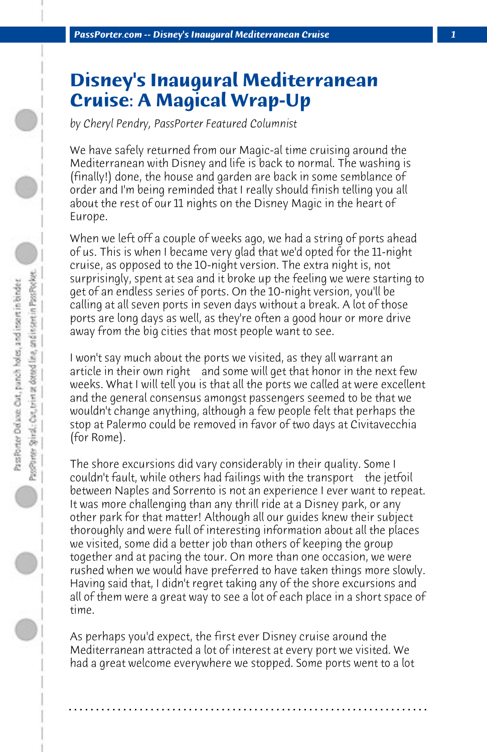# Disney's Inaugural Mediterranean Cruise: A Magical Wrap-Up

*by Cheryl Pendry, PassPorter Featured Columnist*

We have safely returned from our Magic-al time cruising around the Mediterranean with Disney and life is back to normal. The washing is (finally!) done, the house and garden are back in some semblance of order and I'm being reminded that I really should finish telling you all about the rest of our 11 nights on the Disney Magic in the heart of Europe.

When we left off a couple of weeks ago, we had a string of ports ahead of us. This is when I became very glad that we'd opted for the 11-night cruise, as opposed to the 10-night version. The extra night is, not surprisingly, spent at sea and it broke up the feeling we were starting to get of an endless series of ports. On the 10-night version, you'll be calling at all seven ports in seven days without a break. A lot of those ports are long days as well, as they're often a good hour or more drive away from the big cities that most people want to see.

I won't say much about the ports we visited, as they all warrant an article in their own right and some will get that honor in the next few weeks. What I will tell you is that all the ports we called at were excellent and the general consensus amongst passengers seemed to be that we wouldn't change anything, although a few people felt that perhaps the stop at Palermo could be removed in favor of two days at Civitavecchia (for Rome).

The shore excursions did vary considerably in their quality. Some I couldn't fault, while others had failings with the transport the jetfoil between Naples and Sorrento is not an experience I ever want to repeat. It was more challenging than any thrill ride at a Disney park, or any other park for that matter! Although all our guides knew their subject thoroughly and were full of interesting information about all the places we visited, some did a better job than others of keeping the group together and at pacing the tour. On more than one occasion, we were rushed when we would have preferred to have taken things more slowly. Having said that, I didn't regret taking any of the shore excursions and all of them were a great way to see a lot of each place in a short space of time.

As perhaps you'd expect, the first ever Disney cruise around the Mediterranean attracted a lot of interest at every port we visited. We had a great welcome everywhere we stopped. Some ports went to a lot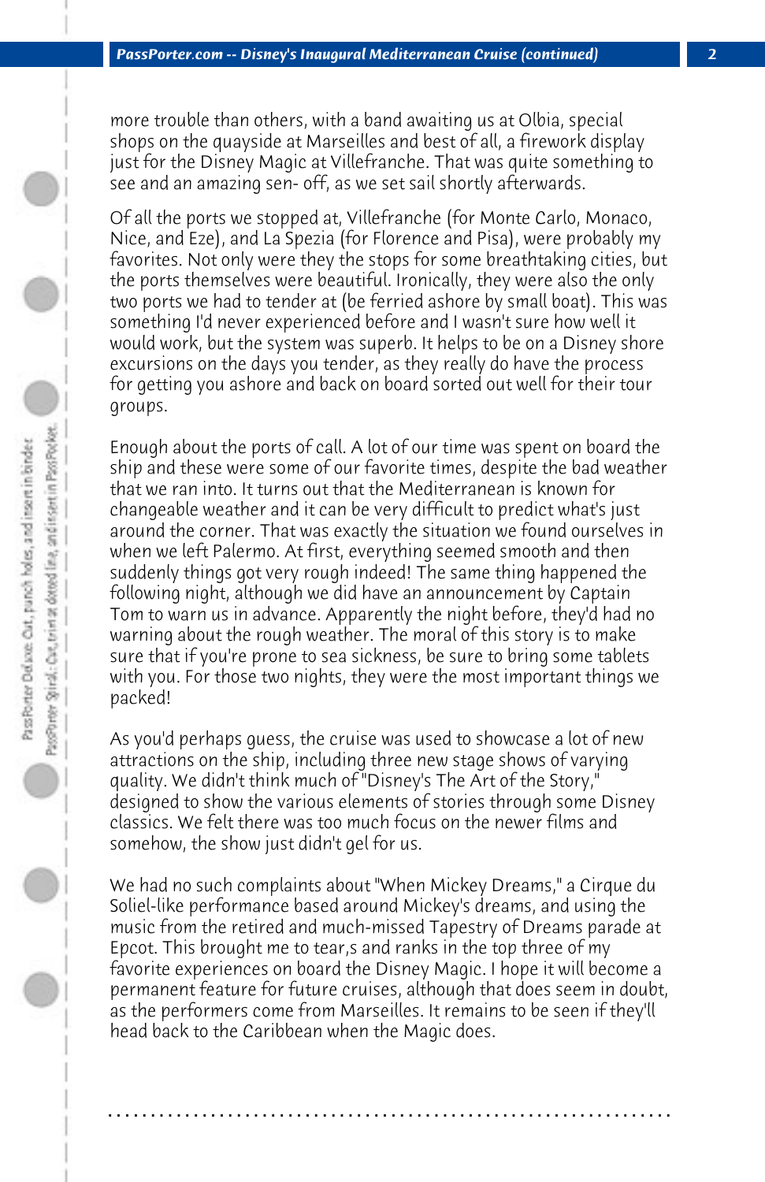more trouble than others, with a band awaiting us at Olbia, special shops on the quayside at Marseilles and best of all, a firework display just for the Disney Magic at Villefranche. That was quite something to see and an amazing sen- off, as we set sail shortly afterwards.

Of all the ports we stopped at, Villefranche (for Monte Carlo, Monaco, Nice, and Eze), and La Spezia (for Florence and Pisa), were probably my favorites. Not only were they the stops for some breathtaking cities, but the ports themselves were beautiful. Ironically, they were also the only two ports we had to tender at (be ferried ashore by small boat). This was something I'd never experienced before and I wasn't sure how well it would work, but the system was superb. It helps to be on a Disney shore excursions on the days you tender, as they really do have the process for getting you ashore and back on board sorted out well for their tour groups.

Enough about the ports of call. A lot of our time was spent on board the ship and these were some of our favorite times, despite the bad weather that we ran into. It turns out that the Mediterranean is known for changeable weather and it can be very difficult to predict what's just around the corner. That was exactly the situation we found ourselves in when we left Palermo. At first, everything seemed smooth and then suddenly things got very rough indeed! The same thing happened the following night, although we did have an announcement by Captain Tom to warn us in advance. Apparently the night before, they'd had no warning about the rough weather. The moral of this story is to make sure that if you're prone to sea sickness, be sure to bring some tablets with you. For those two nights, they were the most important things we packed!

As you'd perhaps guess, the cruise was used to showcase a lot of new attractions on the ship, including three new stage shows of varying quality. We didn't think much of "Disney's The Art of the Story," designed to show the various elements of stories through some Disney classics. We felt there was too much focus on the newer films and somehow, the show just didn't gel for us.

We had no such complaints about "When Mickey Dreams," a Cirque du Soliel-like performance based around Mickey's dreams, and using the music from the retired and much-missed Tapestry of Dreams parade at Epcot. This brought me to tear,s and ranks in the top three of my favorite experiences on board the Disney Magic. I hope it will become a permanent feature for future cruises, although that does seem in doubt, as the performers come from Marseilles. It remains to be seen if they'll head back to the Caribbean when the Magic does.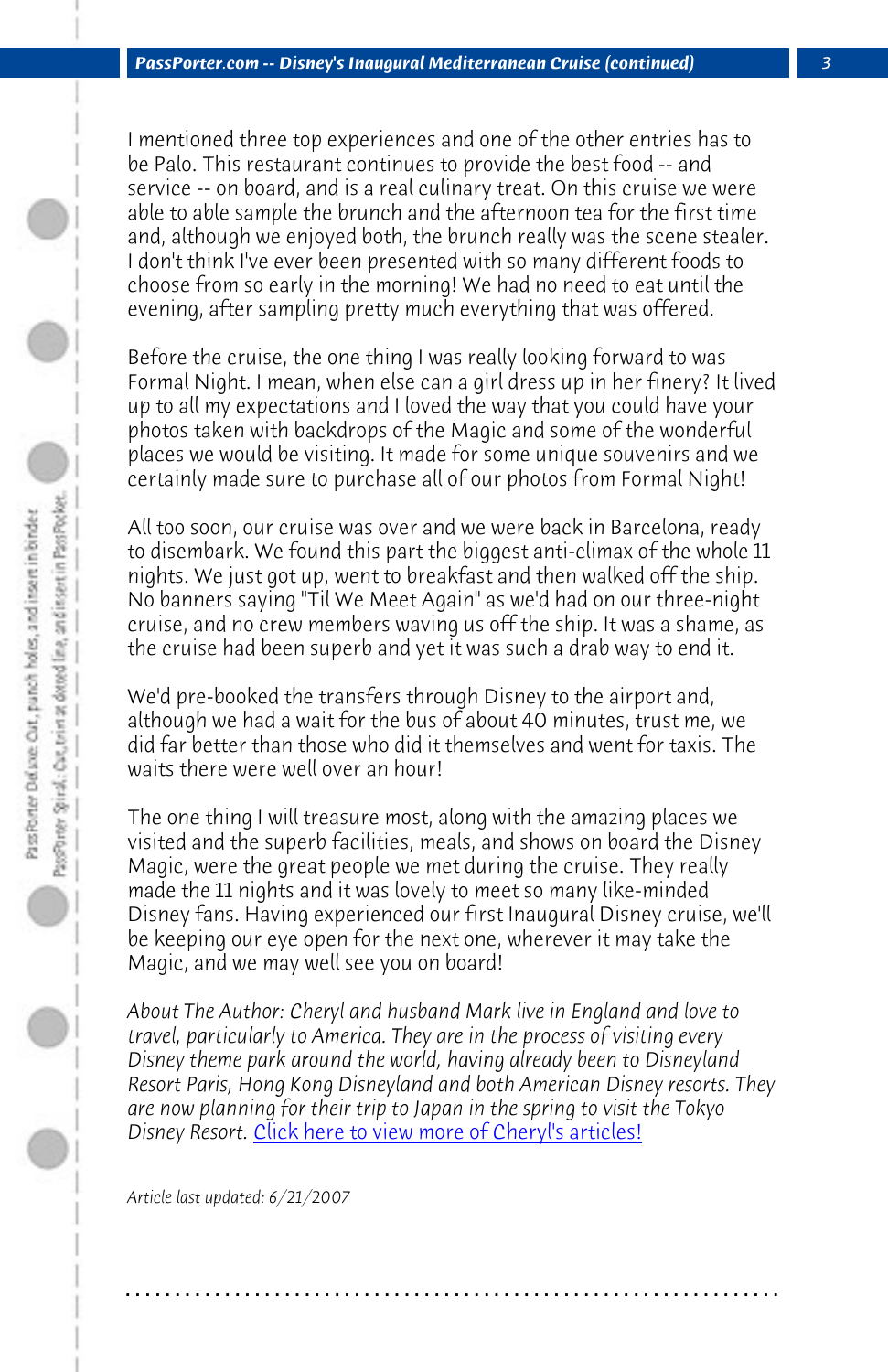I mentioned three top experiences and one of the other entries has to be Palo. This restaurant continues to provide the best food -- and service -- on board, and is a real culinary treat. On this cruise we were able to able sample the brunch and the afternoon tea for the first time and, although we enjoyed both, the brunch really was the scene stealer. I don't think I've ever been presented with so many different foods to choose from so early in the morning! We had no need to eat until the evening, after sampling pretty much everything that was offered.

Before the cruise, the one thing I was really looking forward to was Formal Night. I mean, when else can a girl dress up in her finery? It lived up to all my expectations and I loved the way that you could have your photos taken with backdrops of the Magic and some of the wonderful places we would be visiting. It made for some unique souvenirs and we certainly made sure to purchase all of our photos from Formal Night!

All too soon, our cruise was over and we were back in Barcelona, ready to disembark. We found this part the biggest anti-climax of the whole 11 nights. We just got up, went to breakfast and then walked off the ship. No banners saying "Til We Meet Again" as we'd had on our three-night cruise, and no crew members waving us off the ship. It was a shame, as the cruise had been superb and yet it was such a drab way to end it.

We'd pre-booked the transfers through Disney to the airport and, although we had a wait for the bus of about 40 minutes, trust me, we did far better than those who did it themselves and went for taxis. The waits there were well over an hour!

The one thing I will treasure most, along with the amazing places we visited and the superb facilities, meals, and shows on board the Disney Magic, were the great people we met during the cruise. They really made the 11 nights and it was lovely to meet so many like-minded Disney fans. Having experienced our first Inaugural Disney cruise, we'll be keeping our eye open for the next one, wherever it may take the Magic, and we may well see you on board!

*About The Author: Cheryl and husband Mark live in England and love to travel, particularly to America. They are in the process of visiting every Disney theme park around the world, having already been to Disneyland Resort Paris, Hong Kong Disneyland and both American Disney resorts. They are now planning for their trip to Japan in the spring to visit the Tokyo Disney Resort.* Click here to view more of Cheryl's articles!

*Article last updated: 6/21/2007*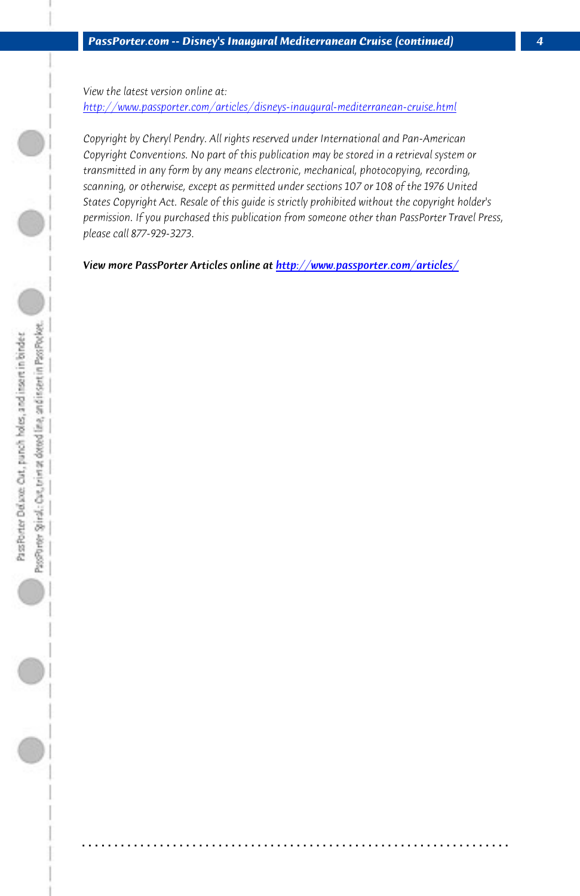*View the latest version online at:*
*http://www.passporter.com/articles/disneys-inaugural-mediterranean-cruise.html*

*Copyright by Cheryl Pendry. All rights reserved under International and Pan-American Copyright Conventions. No part of this publication may be stored in a retrieval system or transmitted in any form by any means electronic, mechanical, photocopying, recording, scanning, or otherwise, except as permitted under sections 107 or 108 of the 1976 United States Copyright Act. Resale of this guide is strictly prohibited without the copyright holder's permission. If you purchased this publication from someone other than PassPorter Travel Press, please call 877-929-3273.*

***View more PassPorter Articles online at http://www.passporter.com/articles/***